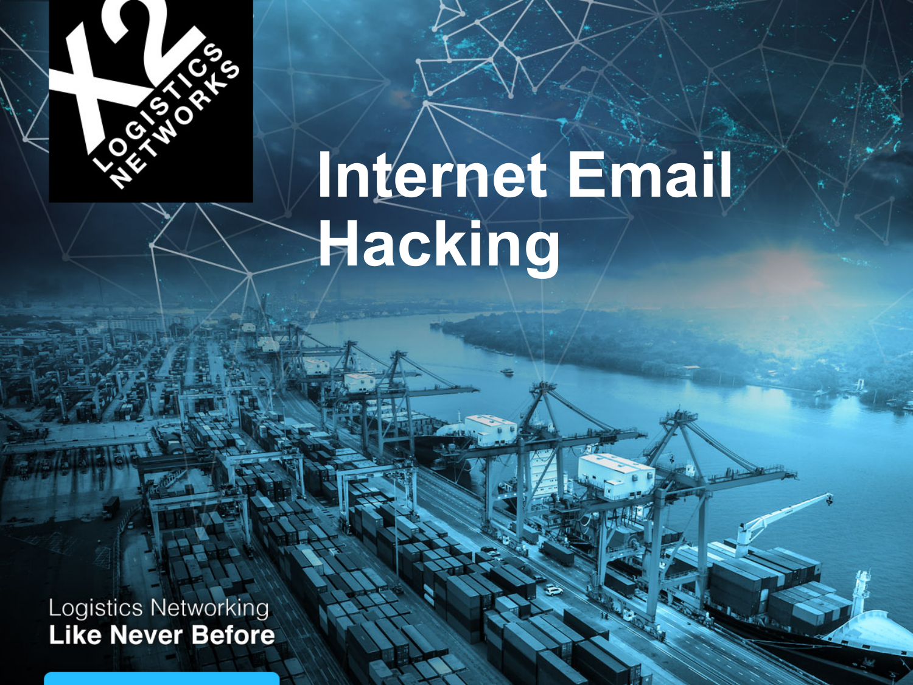X2 LOGISTICS NETWORKS

# Internet Email Hacking

Logistics Networking
**Like Never Before**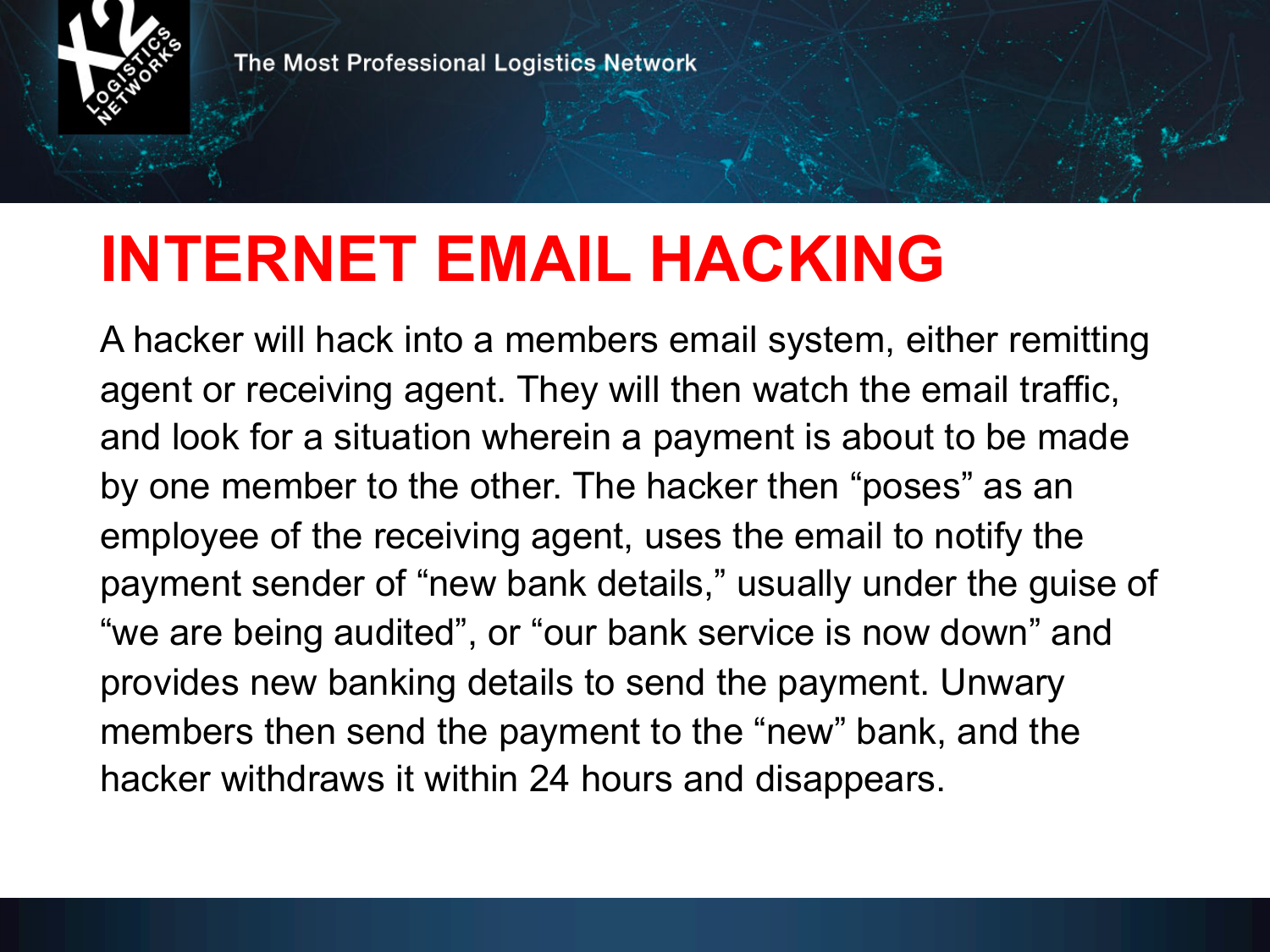# INTERNET EMAIL HACKING

A hacker will hack into a members email system, either remitting agent or receiving agent. They will then watch the email traffic, and look for a situation wherein a payment is about to be made by one member to the other. The hacker then “poses” as an employee of the receiving agent, uses the email to notify the payment sender of “new bank details,” usually under the guise of “we are being audited”, or “our bank service is now down” and provides new banking details to send the payment. Unwary members then send the payment to the “new” bank, and the hacker withdraws it within 24 hours and disappears.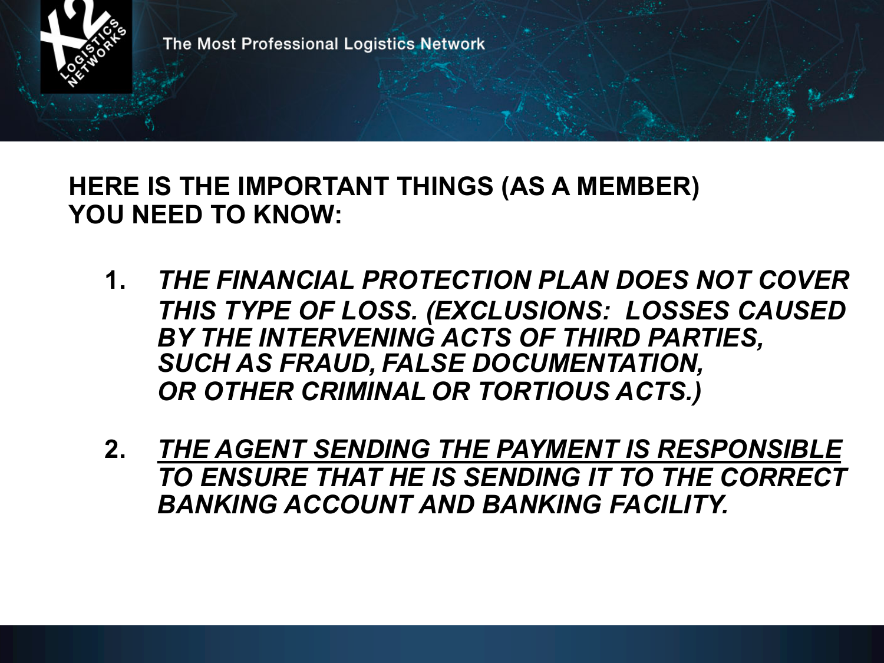**HERE IS THE IMPORTANT THINGS (AS A MEMBER) YOU NEED TO KNOW:**

1. ***THE FINANCIAL PROTECTION PLAN DOES NOT COVER THIS TYPE OF LOSS. (EXCLUSIONS: LOSSES CAUSED BY THE INTERVENING ACTS OF THIRD PARTIES, SUCH AS FRAUD, FALSE DOCUMENTATION, OR OTHER CRIMINAL OR TORTIOUS ACTS.)***

2. ***<u>THE AGENT SENDING THE PAYMENT IS RESPONSIBLE</u> TO ENSURE THAT HE IS SENDING IT TO THE CORRECT BANKING ACCOUNT AND BANKING FACILITY.***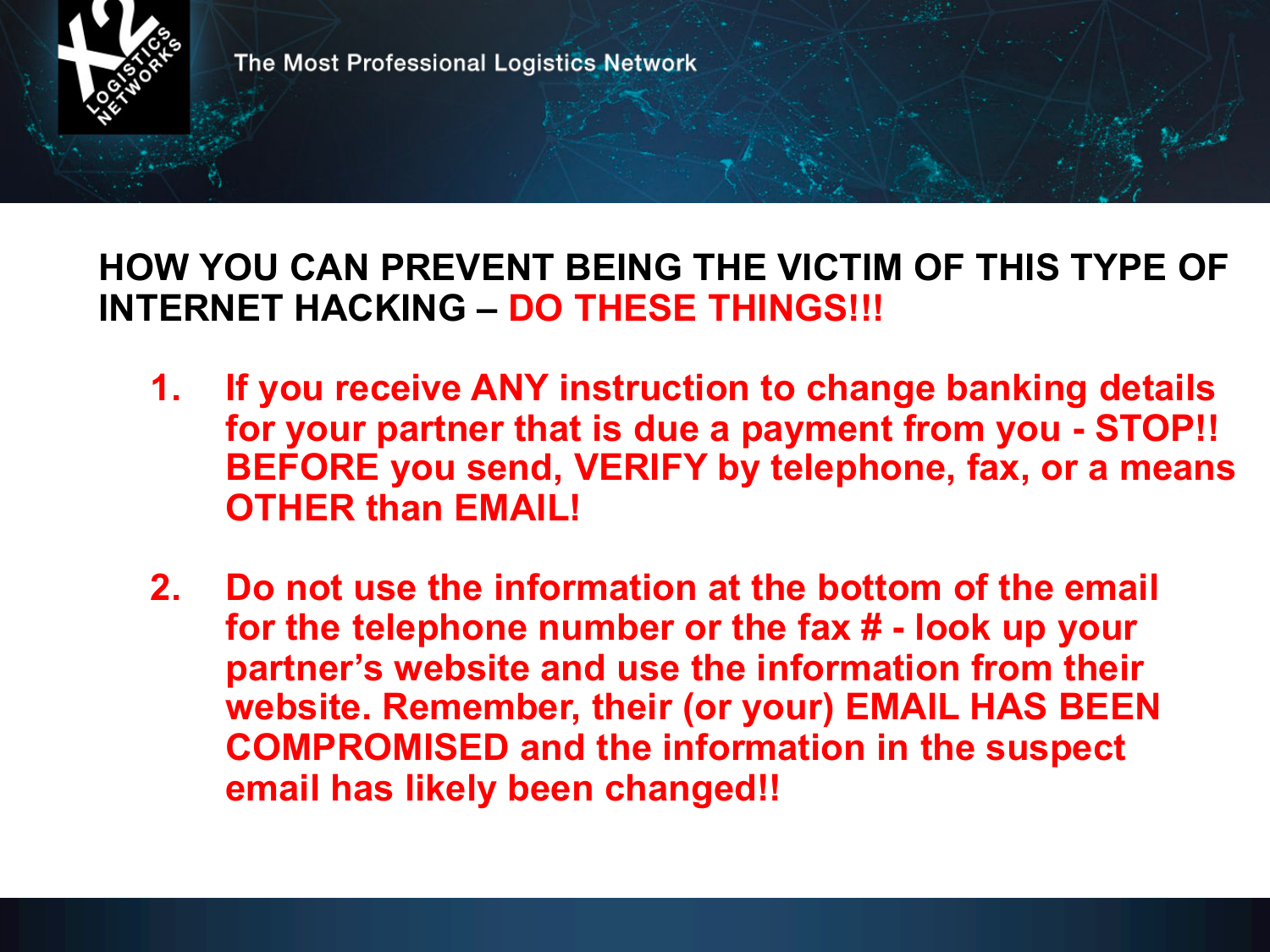**HOW YOU CAN PREVENT BEING THE VICTIM OF THIS TYPE OF INTERNET HACKING – DO THESE THINGS!!!**

1. **If you receive ANY instruction to change banking details for your partner that is due a payment from you - STOP!! BEFORE you send, VERIFY by telephone, fax, or a means OTHER than EMAIL!**

2. **Do not use the information at the bottom of the email for the telephone number or the fax # - look up your partner's website and use the information from their website. Remember, their (or your) EMAIL HAS BEEN COMPROMISED and the information in the suspect email has likely been changed!!**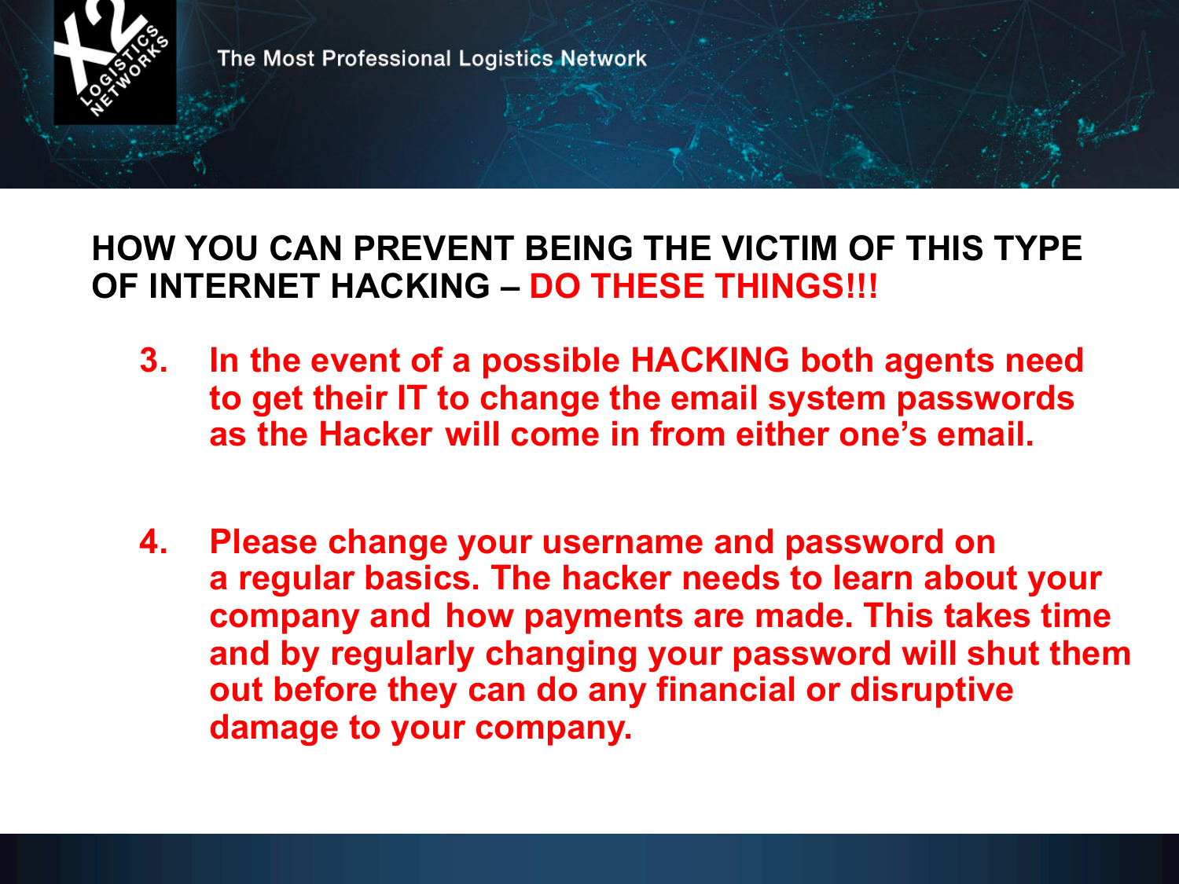## HOW YOU CAN PREVENT BEING THE VICTIM OF THIS TYPE OF INTERNET HACKING – DO THESE THINGS!!!

3. **In the event of a possible HACKING both agents need to get their IT to change the email system passwords as the Hacker will come in from either one's email.**

4. **Please change your username and password on a regular basics. The hacker needs to learn about your company and how payments are made. This takes time and by regularly changing your password will shut them out before they can do any financial or disruptive damage to your company.**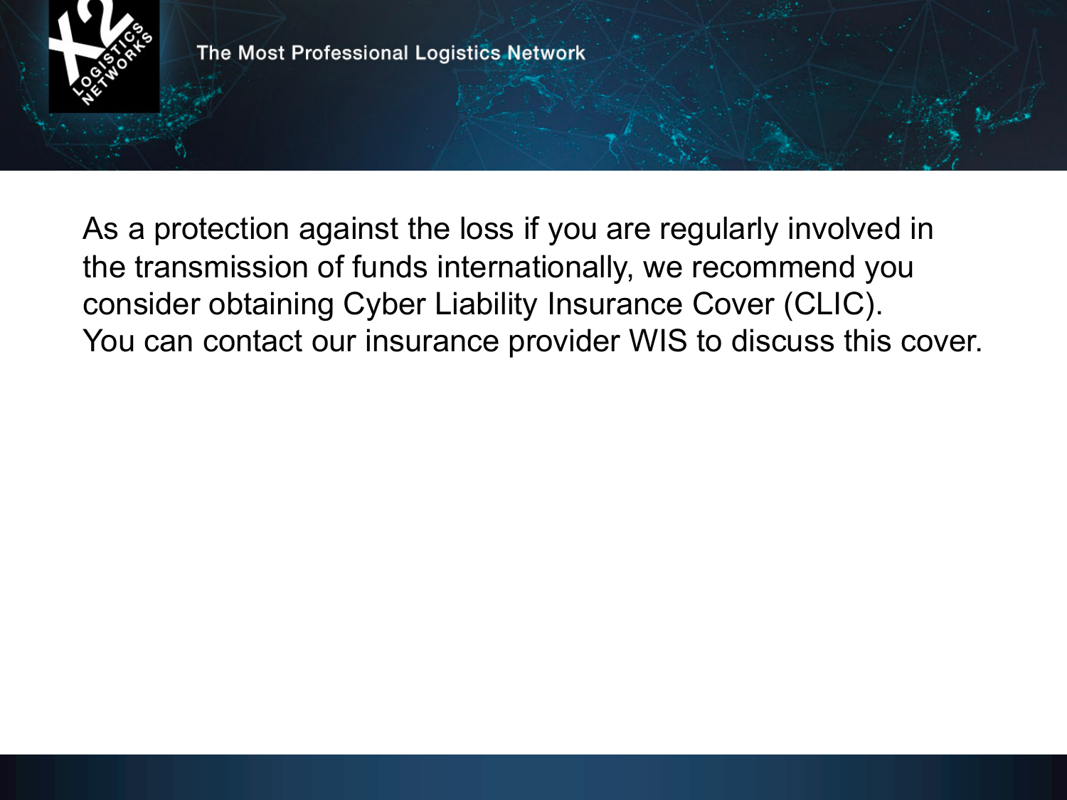As a protection against the loss if you are regularly involved in the transmission of funds internationally, we recommend you consider obtaining Cyber Liability Insurance Cover (CLIC). You can contact our insurance provider WIS to discuss this cover.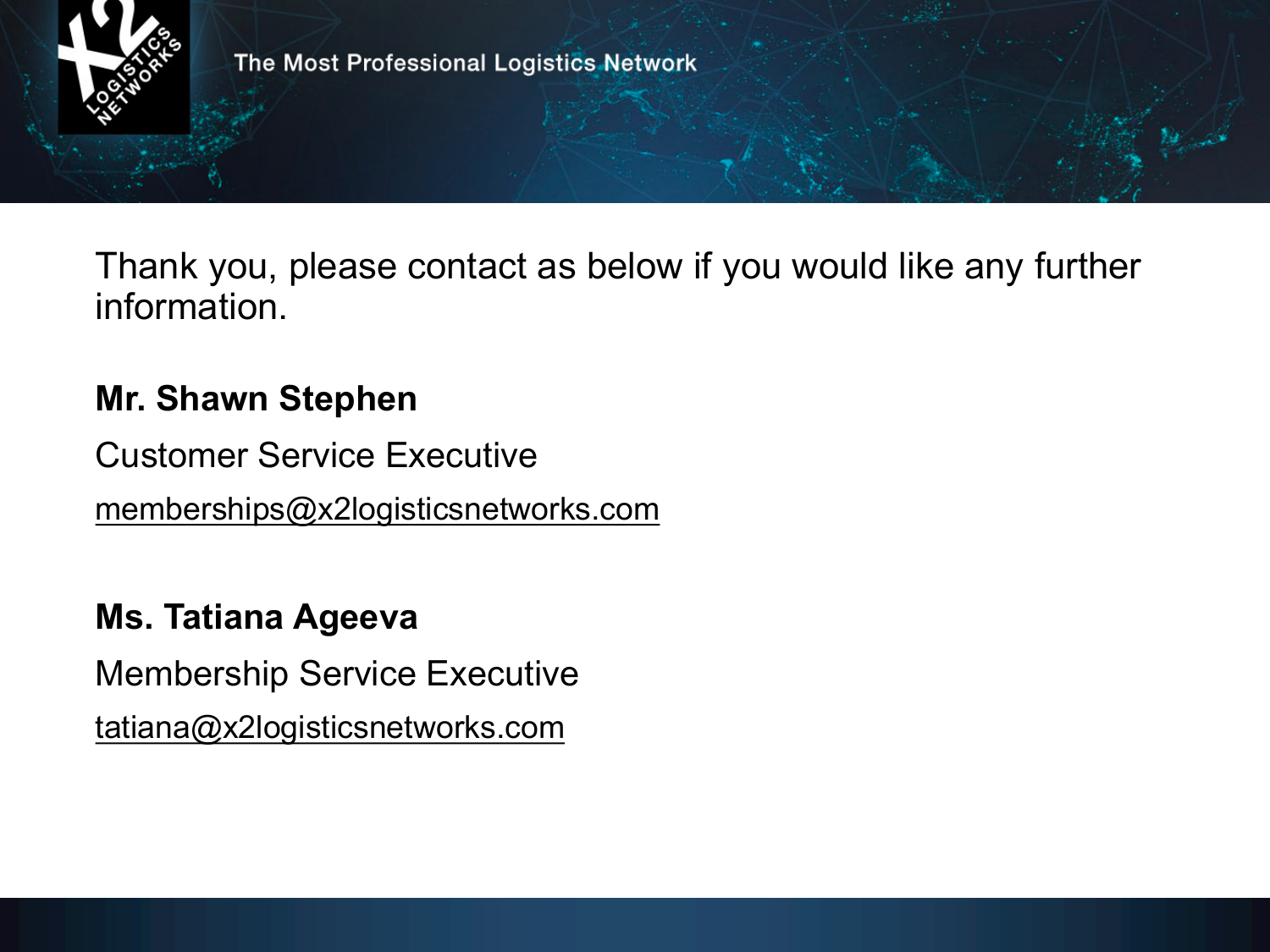The Most Professional Logistics Network

Thank you, please contact as below if you would like any further information.

**Mr. Shawn Stephen**

Customer Service Executive

memberships@x2logisticsnetworks.com

**Ms. Tatiana Ageeva**

Membership Service Executive

tatiana@x2logisticsnetworks.com